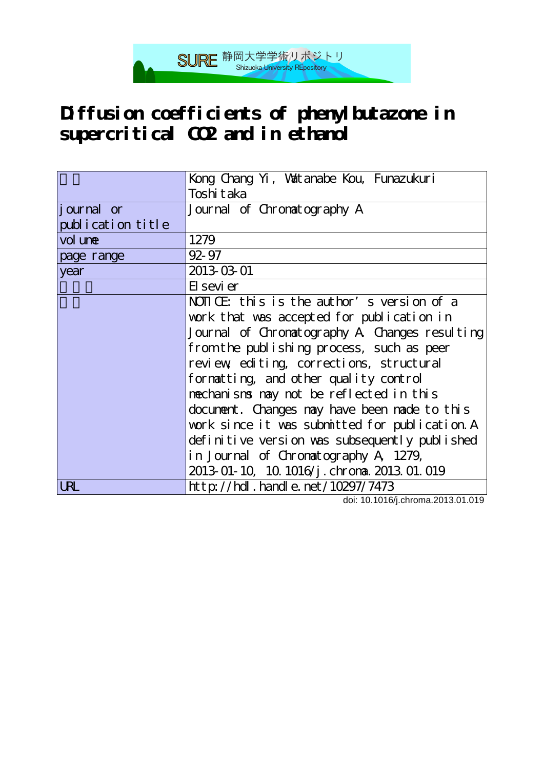SURE 静岡大学学術リポジトリ Shizuoka University REpository

# Diffusion coefficients of phenylbutazone in supercritical CO2 and in ethanol

| | |
|---|---|
| 著者 | Kong Chang Yi, Watanabe Kou, Funazukuri Toshitaka |
| journal or publication title | Journal of Chromatography A |
| volume | 1279 |
| page range | 92-97 |
| year | 2013-03-01 |
| 出版者 | Elsevier |
| 権利 | NOTICE: this is the author's version of a work that was accepted for publication in Journal of Chromatography A. Changes resulting from the publishing process, such as peer review, editing, corrections, structural formatting, and other quality control mechanisms may not be reflected in this document. Changes may have been made to this work since it was submitted for publication. A definitive version was subsequently published in Journal of Chromatography A, 1279, 2013-01-10, 10.1016/j.chroma.2013.01.019 |
| URL | http://hdl.handle.net/10297/7473 |

doi: 10.1016/j.chroma.2013.01.019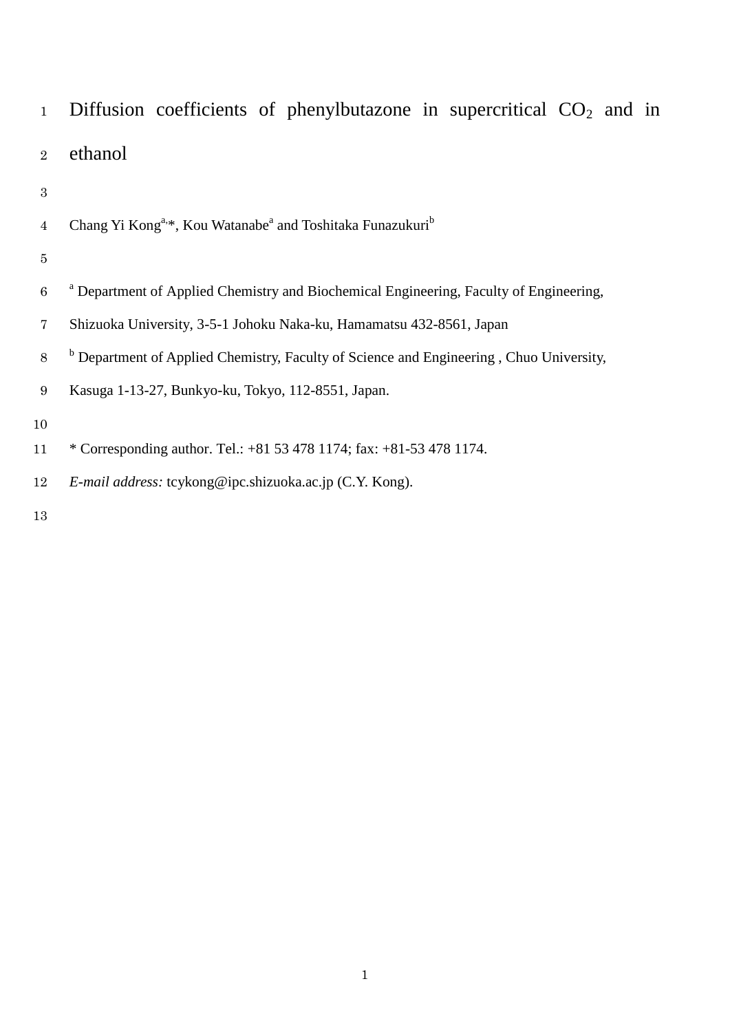# Diffusion coefficients of phenylbutazone in supercritical $CO_2$ and in ethanol

Chang Yi Kong[a,*], Kou Watanabe[a] and Toshitaka Funazukuri[b]

[a] Department of Applied Chemistry and Biochemical Engineering, Faculty of Engineering, Shizuoka University, 3-5-1 Johoku Naka-ku, Hamamatsu 432-8561, Japan

[b] Department of Applied Chemistry, Faculty of Science and Engineering , Chuo University, Kasuga 1-13-27, Bunkyo-ku, Tokyo, 112-8551, Japan.

* Corresponding author. Tel.: +81 53 478 1174; fax: +81-53 478 1174.

*E-mail address:* tcykong@ipc.shizuoka.ac.jp (C.Y. Kong).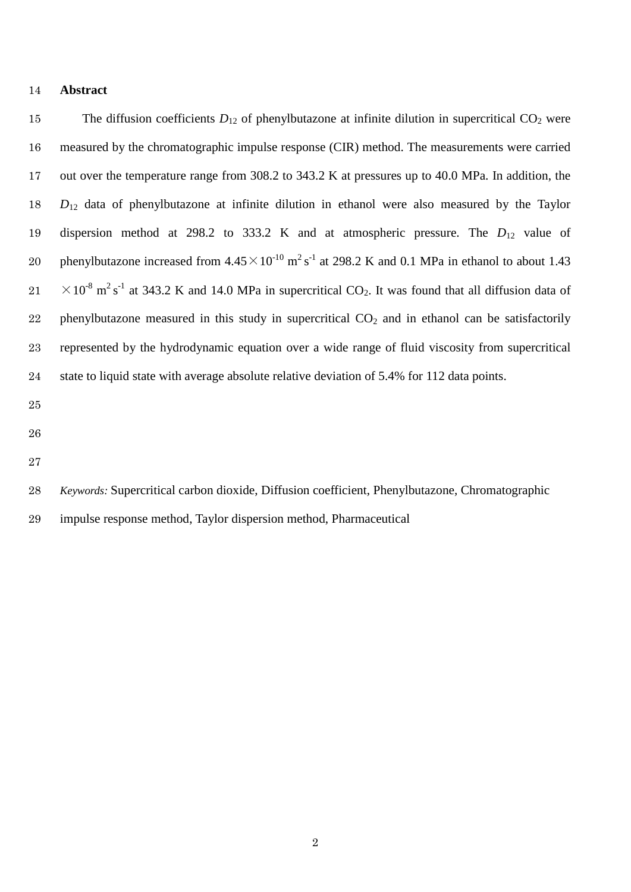## Abstract

The diffusion coefficients $D_{12}$ of phenylbutazone at infinite dilution in supercritical $CO_2$ were measured by the chromatographic impulse response (CIR) method. The measurements were carried out over the temperature range from 308.2 to 343.2 K at pressures up to 40.0 MPa. In addition, the $D_{12}$ data of phenylbutazone at infinite dilution in ethanol were also measured by the Taylor dispersion method at 298.2 to 333.2 K and at atmospheric pressure. The $D_{12}$ value of phenylbutazone increased from $4.45 \times 10^{-10}$ $m^2$ $s^{-1}$ at 298.2 K and 0.1 MPa in ethanol to about $1.43 \times 10^{-8}$ $m^2$ $s^{-1}$ at 343.2 K and 14.0 MPa in supercritical $CO_2$. It was found that all diffusion data of phenylbutazone measured in this study in supercritical $CO_2$ and in ethanol can be satisfactorily represented by the hydrodynamic equation over a wide range of fluid viscosity from supercritical state to liquid state with average absolute relative deviation of 5.4% for 112 data points.

*Keywords:* Supercritical carbon dioxide, Diffusion coefficient, Phenylbutazone, Chromatographic impulse response method, Taylor dispersion method, Pharmaceutical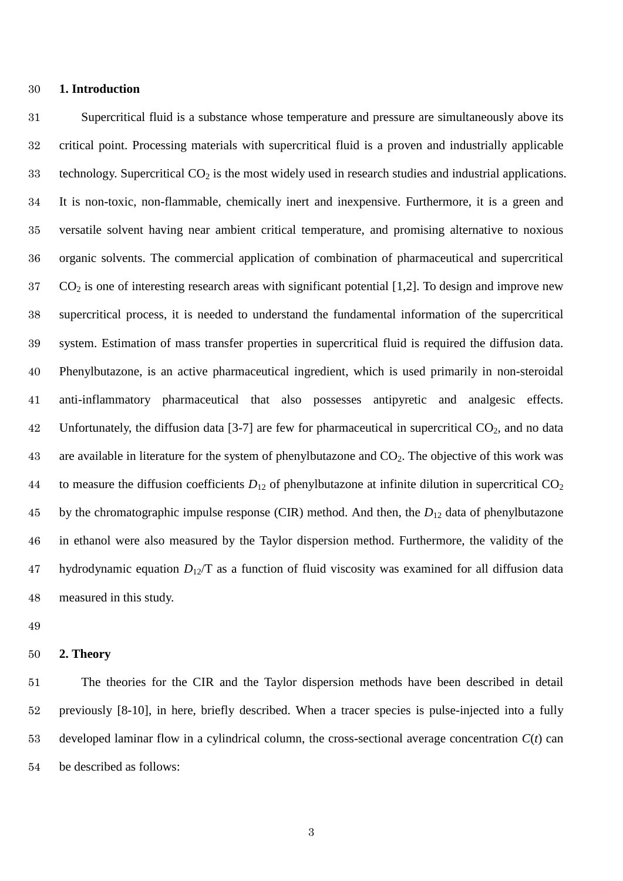## 1. Introduction

Supercritical fluid is a substance whose temperature and pressure are simultaneously above its critical point. Processing materials with supercritical fluid is a proven and industrially applicable technology. Supercritical $CO_2$ is the most widely used in research studies and industrial applications. It is non-toxic, non-flammable, chemically inert and inexpensive. Furthermore, it is a green and versatile solvent having near ambient critical temperature, and promising alternative to noxious organic solvents. The commercial application of combination of pharmaceutical and supercritical $CO_2$ is one of interesting research areas with significant potential [1,2]. To design and improve new supercritical process, it is needed to understand the fundamental information of the supercritical system. Estimation of mass transfer properties in supercritical fluid is required the diffusion data. Phenylbutazone, is an active pharmaceutical ingredient, which is used primarily in non-steroidal anti-inflammatory pharmaceutical that also possesses antipyretic and analgesic effects. Unfortunately, the diffusion data [3-7] are few for pharmaceutical in supercritical $CO_2$, and no data are available in literature for the system of phenylbutazone and $CO_2$. The objective of this work was to measure the diffusion coefficients $D_{12}$ of phenylbutazone at infinite dilution in supercritical $CO_2$ by the chromatographic impulse response (CIR) method. And then, the $D_{12}$ data of phenylbutazone in ethanol were also measured by the Taylor dispersion method. Furthermore, the validity of the hydrodynamic equation $D_{12}/T$ as a function of fluid viscosity was examined for all diffusion data measured in this study.

## 2. Theory

The theories for the CIR and the Taylor dispersion methods have been described in detail previously [8-10], in here, briefly described. When a tracer species is pulse-injected into a fully developed laminar flow in a cylindrical column, the cross-sectional average concentration $C(t)$ can be described as follows: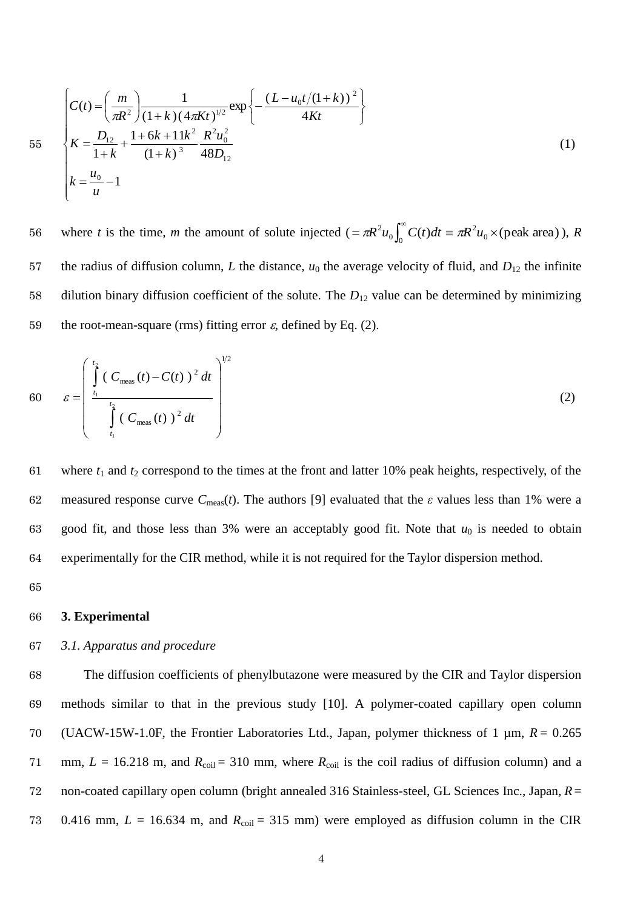$$
\begin{cases}
C(t) = \left(\dfrac{m}{\pi R^2}\right)\dfrac{1}{(1+k)(4\pi K t)^{1/2}}\exp\left\{-\dfrac{(L-u_0 t/(1+k))^2}{4Kt}\right\} \\
K = \dfrac{D_{12}}{1+k} + \dfrac{1+6k+11k^2}{(1+k)^3}\dfrac{R^2 u_0^2}{48 D_{12}} \\
k = \dfrac{u_0}{u} - 1
\end{cases}
\tag{1}
$$

where $t$ is the time, $m$ the amount of solute injected $(= \pi R^2 u_0 \int_0^\infty C(t)dt \equiv \pi R^2 u_0 \times (\text{peak area}))$, $R$ the radius of diffusion column, $L$ the distance, $u_0$ the average velocity of fluid, and $D_{12}$ the infinite dilution binary diffusion coefficient of the solute. The $D_{12}$ value can be determined by minimizing the root-mean-square (rms) fitting error $\varepsilon$, defined by Eq. (2).

$$
\varepsilon = \left( \frac{\int_{t_1}^{t_2} (C_{\text{meas}}(t) - C(t))^2 dt}{\int_{t_1}^{t_2} (C_{\text{meas}}(t))^2 dt} \right)^{1/2}
\tag{2}
$$

where $t_1$ and $t_2$ correspond to the times at the front and latter 10% peak heights, respectively, of the measured response curve $C_{\text{meas}}(t)$. The authors [9] evaluated that the $\varepsilon$ values less than 1% were a good fit, and those less than 3% were an acceptably good fit. Note that $u_0$ is needed to obtain experimentally for the CIR method, while it is not required for the Taylor dispersion method.

## 3. Experimental

### *3.1. Apparatus and procedure*

The diffusion coefficients of phenylbutazone were measured by the CIR and Taylor dispersion methods similar to that in the previous study [10]. A polymer-coated capillary open column (UACW-15W-1.0F, the Frontier Laboratories Ltd., Japan, polymer thickness of 1 μm, $R$ = 0.265 mm, $L$ = 16.218 m, and $R_{\text{coil}}$ = 310 mm, where $R_{\text{coil}}$ is the coil radius of diffusion column) and a non-coated capillary open column (bright annealed 316 Stainless-steel, GL Sciences Inc., Japan, $R$ = 0.416 mm, $L$ = 16.634 m, and $R_{\text{coil}}$ = 315 mm) were employed as diffusion column in the CIR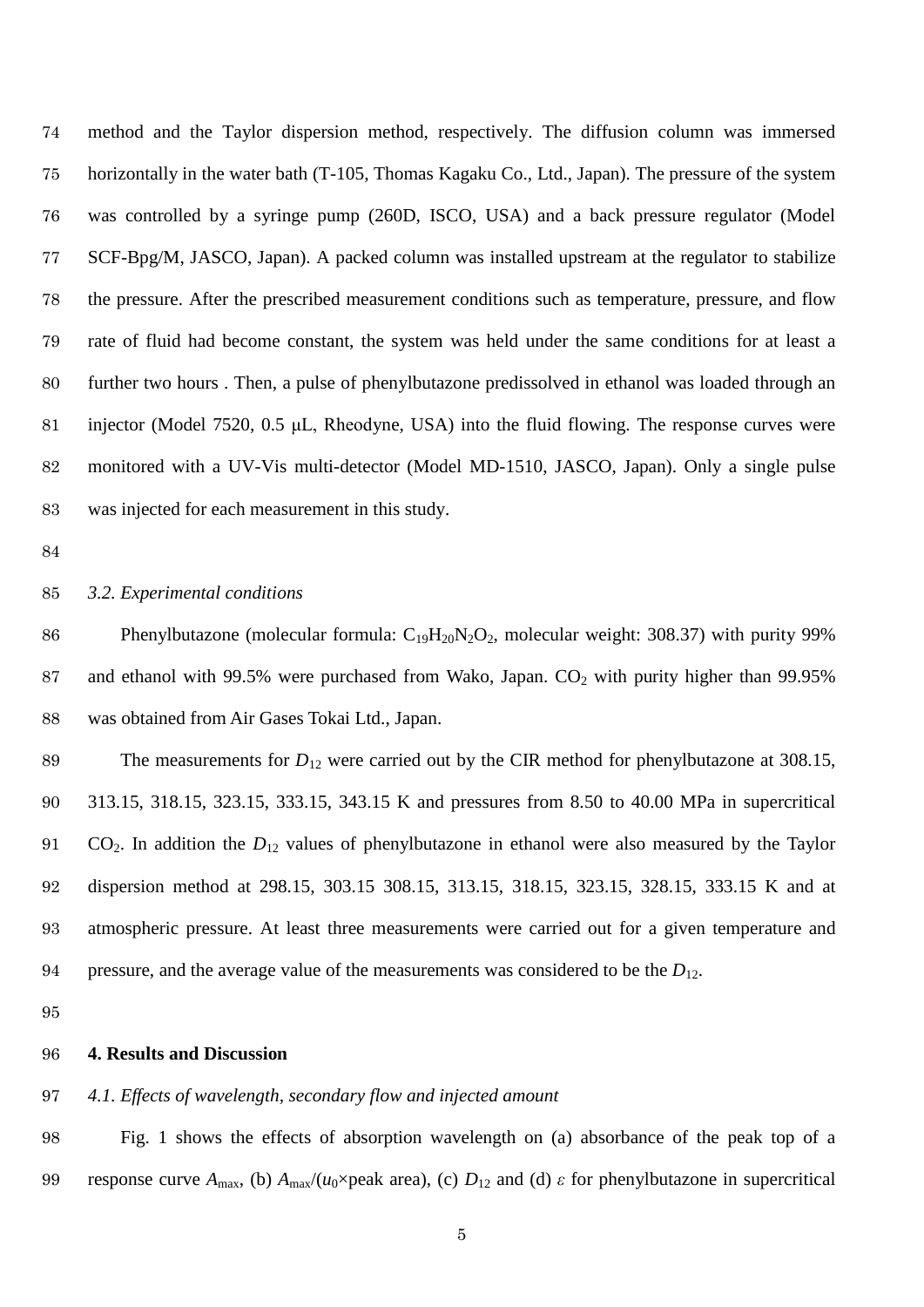method and the Taylor dispersion method, respectively. The diffusion column was immersed horizontally in the water bath (T-105, Thomas Kagaku Co., Ltd., Japan). The pressure of the system was controlled by a syringe pump (260D, ISCO, USA) and a back pressure regulator (Model SCF-Bpg/M, JASCO, Japan). A packed column was installed upstream at the regulator to stabilize the pressure. After the prescribed measurement conditions such as temperature, pressure, and flow rate of fluid had become constant, the system was held under the same conditions for at least a further two hours . Then, a pulse of phenylbutazone predissolved in ethanol was loaded through an injector (Model 7520, 0.5 μL, Rheodyne, USA) into the fluid flowing. The response curves were monitored with a UV-Vis multi-detector (Model MD-1510, JASCO, Japan). Only a single pulse was injected for each measurement in this study.

### *3.2. Experimental conditions*

Phenylbutazone (molecular formula: $C_{19}H_{20}N_2O_2$, molecular weight: 308.37) with purity 99% and ethanol with 99.5% were purchased from Wako, Japan. $CO_2$ with purity higher than 99.95% was obtained from Air Gases Tokai Ltd., Japan.

The measurements for $D_{12}$ were carried out by the CIR method for phenylbutazone at 308.15, 313.15, 318.15, 323.15, 333.15, 343.15 K and pressures from 8.50 to 40.00 MPa in supercritical $CO_2$. In addition the $D_{12}$ values of phenylbutazone in ethanol were also measured by the Taylor dispersion method at 298.15, 303.15 308.15, 313.15, 318.15, 323.15, 328.15, 333.15 K and at atmospheric pressure. At least three measurements were carried out for a given temperature and pressure, and the average value of the measurements was considered to be the $D_{12}$.

## **4. Results and Discussion**

### *4.1. Effects of wavelength, secondary flow and injected amount*

Fig. 1 shows the effects of absorption wavelength on (a) absorbance of the peak top of a response curve $A_{max}$, (b) $A_{max}/(u_0\times$peak area), (c) $D_{12}$ and (d) $\varepsilon$ for phenylbutazone in supercritical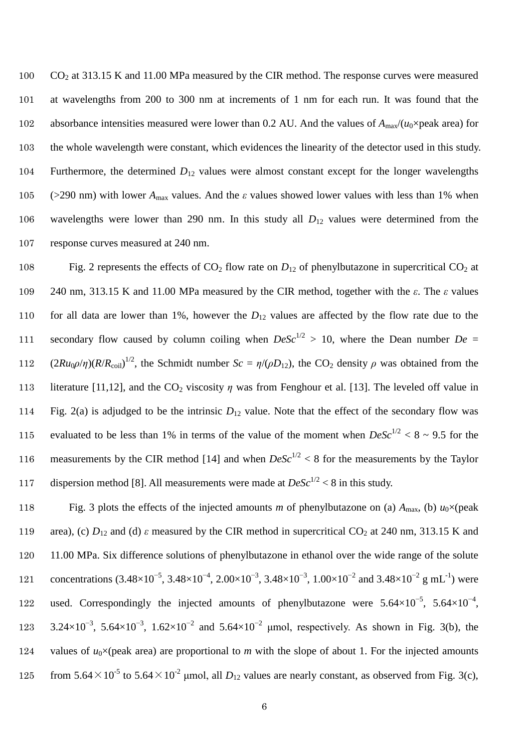$CO_2$ at 313.15 K and 11.00 MPa measured by the CIR method. The response curves were measured at wavelengths from 200 to 300 nm at increments of 1 nm for each run. It was found that the absorbance intensities measured were lower than 0.2 AU. And the values of $A_{max}/(u_0\times$peak area) for the whole wavelength were constant, which evidences the linearity of the detector used in this study. Furthermore, the determined $D_{12}$ values were almost constant except for the longer wavelengths (>290 nm) with lower $A_{max}$ values. And the $\varepsilon$ values showed lower values with less than 1% when wavelengths were lower than 290 nm. In this study all $D_{12}$ values were determined from the response curves measured at 240 nm.

Fig. 2 represents the effects of $CO_2$ flow rate on $D_{12}$ of phenylbutazone in supercritical $CO_2$ at 240 nm, 313.15 K and 11.00 MPa measured by the CIR method, together with the $\varepsilon$. The $\varepsilon$ values for all data are lower than 1%, however the $D_{12}$ values are affected by the flow rate due to the secondary flow caused by column coiling when $DeSc^{1/2} > 10$, where the Dean number $De = (2Ru_0\rho/\eta)(R/R_{coil})^{1/2}$, the Schmidt number $Sc = \eta/(\rho D_{12})$, the $CO_2$ density $\rho$ was obtained from the literature [11,12], and the $CO_2$ viscosity $\eta$ was from Fenghour et al. [13]. The leveled off value in Fig. 2(a) is adjudged to be the intrinsic $D_{12}$ value. Note that the effect of the secondary flow was evaluated to be less than 1% in terms of the value of the moment when $DeSc^{1/2} < 8 \sim 9.5$ for the measurements by the CIR method [14] and when $DeSc^{1/2} < 8$ for the measurements by the Taylor dispersion method [8]. All measurements were made at $DeSc^{1/2} < 8$ in this study.

Fig. 3 plots the effects of the injected amounts $m$ of phenylbutazone on (a) $A_{max}$, (b) $u_0\times$(peak area), (c) $D_{12}$ and (d) $\varepsilon$ measured by the CIR method in supercritical $CO_2$ at 240 nm, 313.15 K and 11.00 MPa. Six difference solutions of phenylbutazone in ethanol over the wide range of the solute concentrations ($3.48\times10^{-5}$, $3.48\times10^{-4}$, $2.00\times10^{-3}$, $3.48\times10^{-3}$, $1.00\times10^{-2}$ and $3.48\times10^{-2}$ g mL$^{-1}$) were used. Correspondingly the injected amounts of phenylbutazone were $5.64\times10^{-5}$, $5.64\times10^{-4}$, $3.24\times10^{-3}$, $5.64\times10^{-3}$, $1.62\times10^{-2}$ and $5.64\times10^{-2}$ μmol, respectively. As shown in Fig. 3(b), the values of $u_0\times$(peak area) are proportional to $m$ with the slope of about 1. For the injected amounts from $5.64\times10^{-5}$ to $5.64\times10^{-2}$ μmol, all $D_{12}$ values are nearly constant, as observed from Fig. 3(c),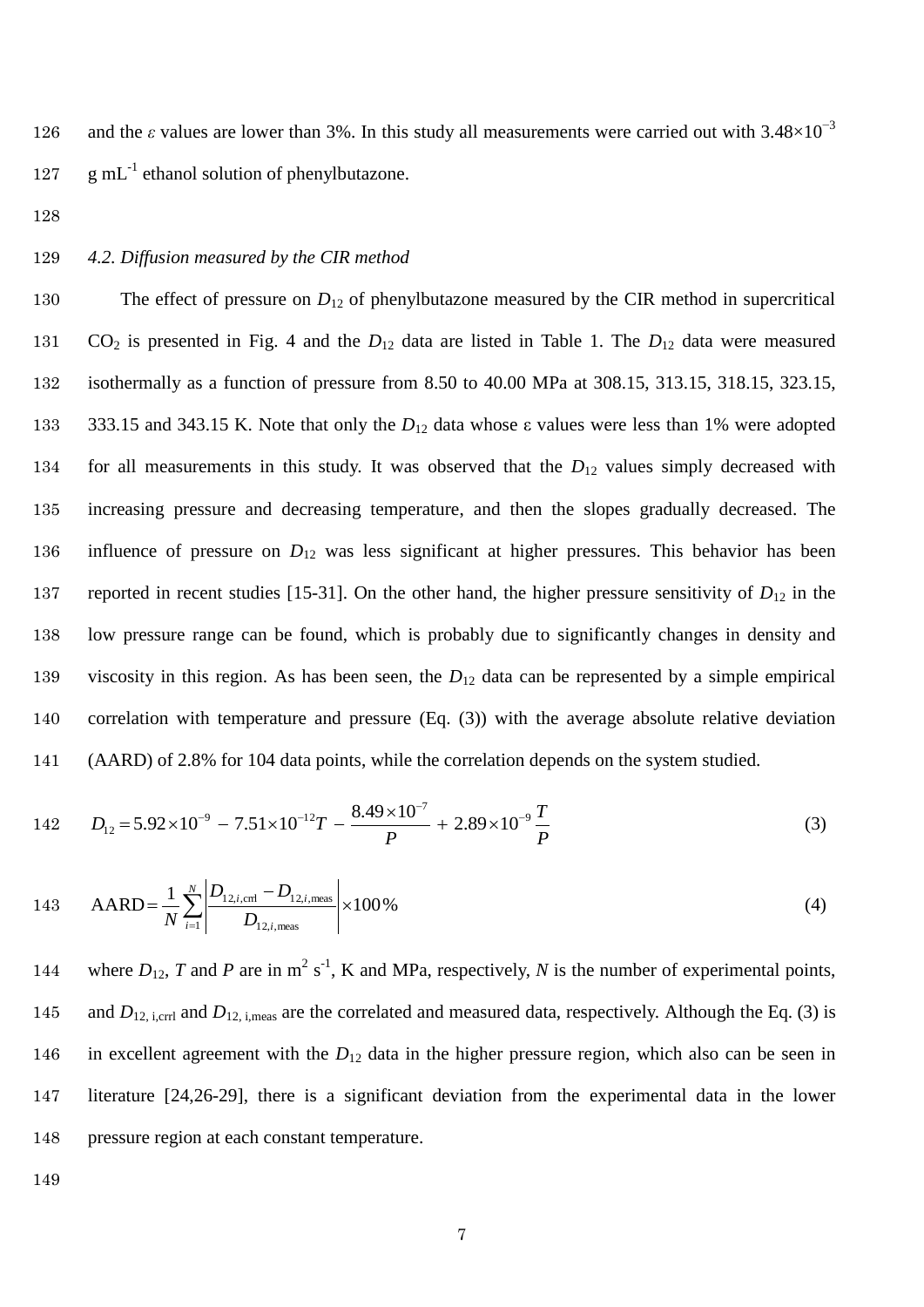and the $\varepsilon$ values are lower than 3%. In this study all measurements were carried out with $3.48\times10^{-3}$ g mL$^{-1}$ ethanol solution of phenylbutazone.

### *4.2. Diffusion measured by the CIR method*

The effect of pressure on $D_{12}$ of phenylbutazone measured by the CIR method in supercritical $CO_2$ is presented in Fig. 4 and the $D_{12}$ data are listed in Table 1. The $D_{12}$ data were measured isothermally as a function of pressure from 8.50 to 40.00 MPa at 308.15, 313.15, 318.15, 323.15, 333.15 and 343.15 K. Note that only the $D_{12}$ data whose ε values were less than 1% were adopted for all measurements in this study. It was observed that the $D_{12}$ values simply decreased with increasing pressure and decreasing temperature, and then the slopes gradually decreased. The influence of pressure on $D_{12}$ was less significant at higher pressures. This behavior has been reported in recent studies [15-31]. On the other hand, the higher pressure sensitivity of $D_{12}$ in the low pressure range can be found, which is probably due to significantly changes in density and viscosity in this region. As has been seen, the $D_{12}$ data can be represented by a simple empirical correlation with temperature and pressure (Eq. (3)) with the average absolute relative deviation (AARD) of 2.8% for 104 data points, while the correlation depends on the system studied.

$$D_{12} = 5.92\times10^{-9} - 7.51\times10^{-12}T - \frac{8.49\times10^{-7}}{P} + 2.89\times10^{-9}\frac{T}{P} \tag{3}$$

$$\text{AARD} = \frac{1}{N}\sum_{i=1}^{N}\left|\frac{D_{12,i,\text{crrl}} - D_{12,i,\text{meas}}}{D_{12,i,\text{meas}}}\right|\times100\% \tag{4}$$

where $D_{12}$, $T$ and $P$ are in m$^2$ s$^{-1}$, K and MPa, respectively, $N$ is the number of experimental points, and $D_{12,\text{ i,crrl}}$ and $D_{12,\text{ i,meas}}$ are the correlated and measured data, respectively. Although the Eq. (3) is in excellent agreement with the $D_{12}$ data in the higher pressure region, which also can be seen in literature [24,26-29], there is a significant deviation from the experimental data in the lower pressure region at each constant temperature.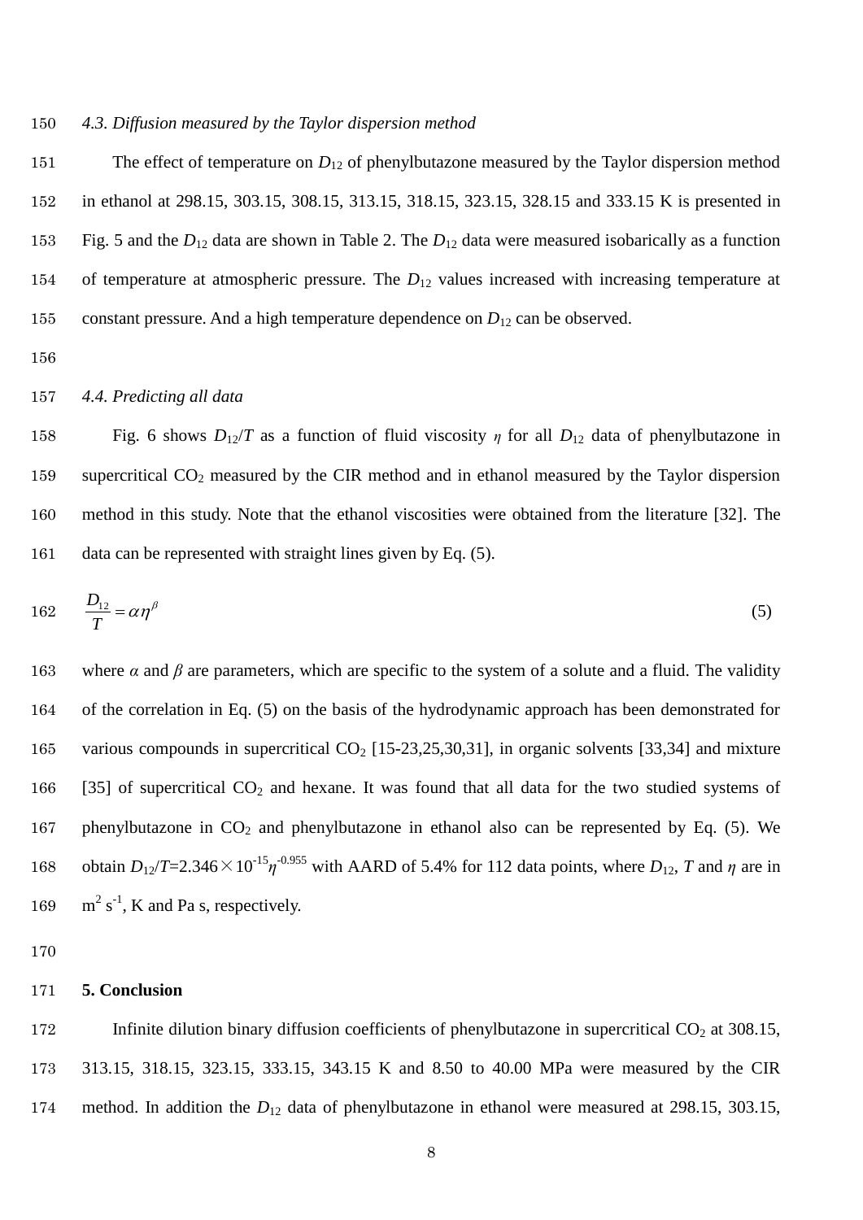### 4.3. Diffusion measured by the Taylor dispersion method

The effect of temperature on $D_{12}$ of phenylbutazone measured by the Taylor dispersion method in ethanol at 298.15, 303.15, 308.15, 313.15, 318.15, 323.15, 328.15 and 333.15 K is presented in Fig. 5 and the $D_{12}$ data are shown in Table 2. The $D_{12}$ data were measured isobarically as a function of temperature at atmospheric pressure. The $D_{12}$ values increased with increasing temperature at constant pressure. And a high temperature dependence on $D_{12}$ can be observed.

### 4.4. Predicting all data

Fig. 6 shows $D_{12}/T$ as a function of fluid viscosity $\eta$ for all $D_{12}$ data of phenylbutazone in supercritical $CO_2$ measured by the CIR method and in ethanol measured by the Taylor dispersion method in this study. Note that the ethanol viscosities were obtained from the literature [32]. The data can be represented with straight lines given by Eq. (5).

$$\frac{D_{12}}{T} = \alpha \eta^{\beta} \tag{5}$$

where $\alpha$ and $\beta$ are parameters, which are specific to the system of a solute and a fluid. The validity of the correlation in Eq. (5) on the basis of the hydrodynamic approach has been demonstrated for various compounds in supercritical $CO_2$ [15-23,25,30,31], in organic solvents [33,34] and mixture [35] of supercritical $CO_2$ and hexane. It was found that all data for the two studied systems of phenylbutazone in $CO_2$ and phenylbutazone in ethanol also can be represented by Eq. (5). We obtain $D_{12}/T = 2.346 \times 10^{-15} \eta^{-0.955}$ with AARD of 5.4% for 112 data points, where $D_{12}$, $T$ and $\eta$ are in $m^2\ s^{-1}$, K and Pa s, respectively.

## 5. Conclusion

Infinite dilution binary diffusion coefficients of phenylbutazone in supercritical $CO_2$ at 308.15, 313.15, 318.15, 323.15, 333.15, 343.15 K and 8.50 to 40.00 MPa were measured by the CIR method. In addition the $D_{12}$ data of phenylbutazone in ethanol were measured at 298.15, 303.15,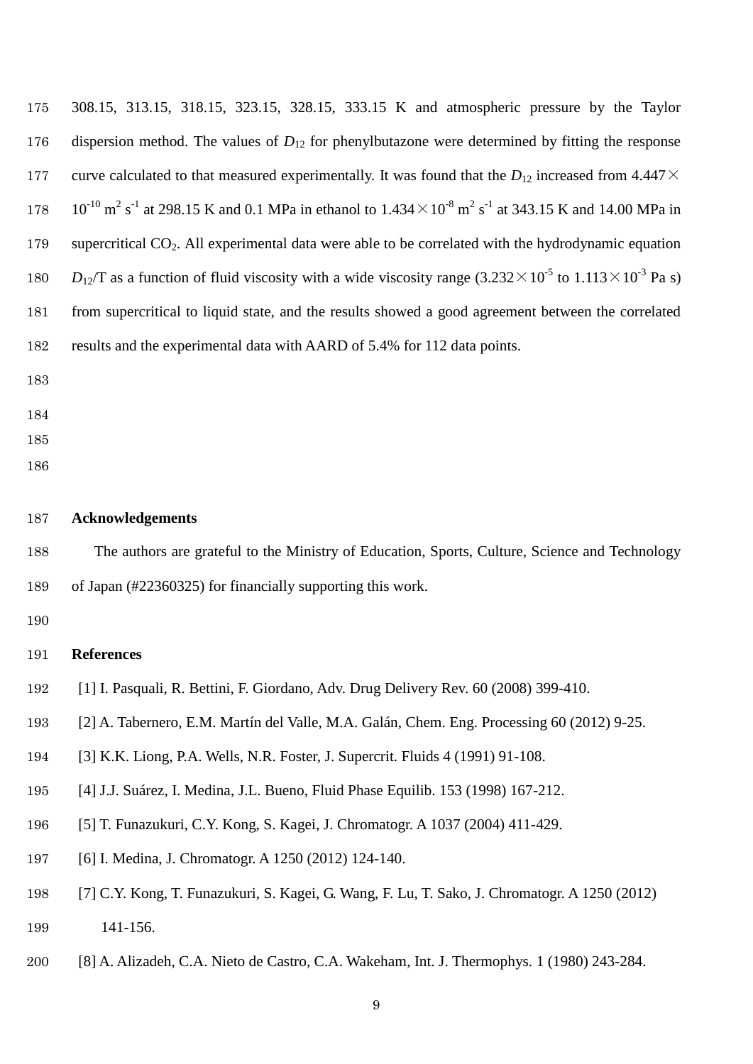308.15, 313.15, 318.15, 323.15, 328.15, 333.15 K and atmospheric pressure by the Taylor dispersion method. The values of $D_{12}$ for phenylbutazone were determined by fitting the response curve calculated to that measured experimentally. It was found that the $D_{12}$ increased from $4.447\times10^{-10}$ m$^2$ s$^{-1}$ at 298.15 K and 0.1 MPa in ethanol to $1.434\times10^{-8}$ m$^2$ s$^{-1}$ at 343.15 K and 14.00 MPa in supercritical $CO_2$. All experimental data were able to be correlated with the hydrodynamic equation $D_{12}$/T as a function of fluid viscosity with a wide viscosity range ($3.232\times10^{-5}$ to $1.113\times10^{-3}$ Pa s) from supercritical to liquid state, and the results showed a good agreement between the correlated results and the experimental data with AARD of 5.4% for 112 data points.

## Acknowledgements

The authors are grateful to the Ministry of Education, Sports, Culture, Science and Technology of Japan (#22360325) for financially supporting this work.

## References

[1] I. Pasquali, R. Bettini, F. Giordano, Adv. Drug Delivery Rev. 60 (2008) 399-410.

[2] A. Tabernero, E.M. Martín del Valle, M.A. Galán, Chem. Eng. Processing 60 (2012) 9-25.

[3] K.K. Liong, P.A. Wells, N.R. Foster, J. Supercrit. Fluids 4 (1991) 91-108.

[4] J.J. Suárez, I. Medina, J.L. Bueno, Fluid Phase Equilib. 153 (1998) 167-212.

[5] T. Funazukuri, C.Y. Kong, S. Kagei, J. Chromatogr. A 1037 (2004) 411-429.

[6] I. Medina, J. Chromatogr. A 1250 (2012) 124-140.

[7] C.Y. Kong, T. Funazukuri, S. Kagei, G. Wang, F. Lu, T. Sako, J. Chromatogr. A 1250 (2012) 141-156.

[8] A. Alizadeh, C.A. Nieto de Castro, C.A. Wakeham, Int. J. Thermophys. 1 (1980) 243-284.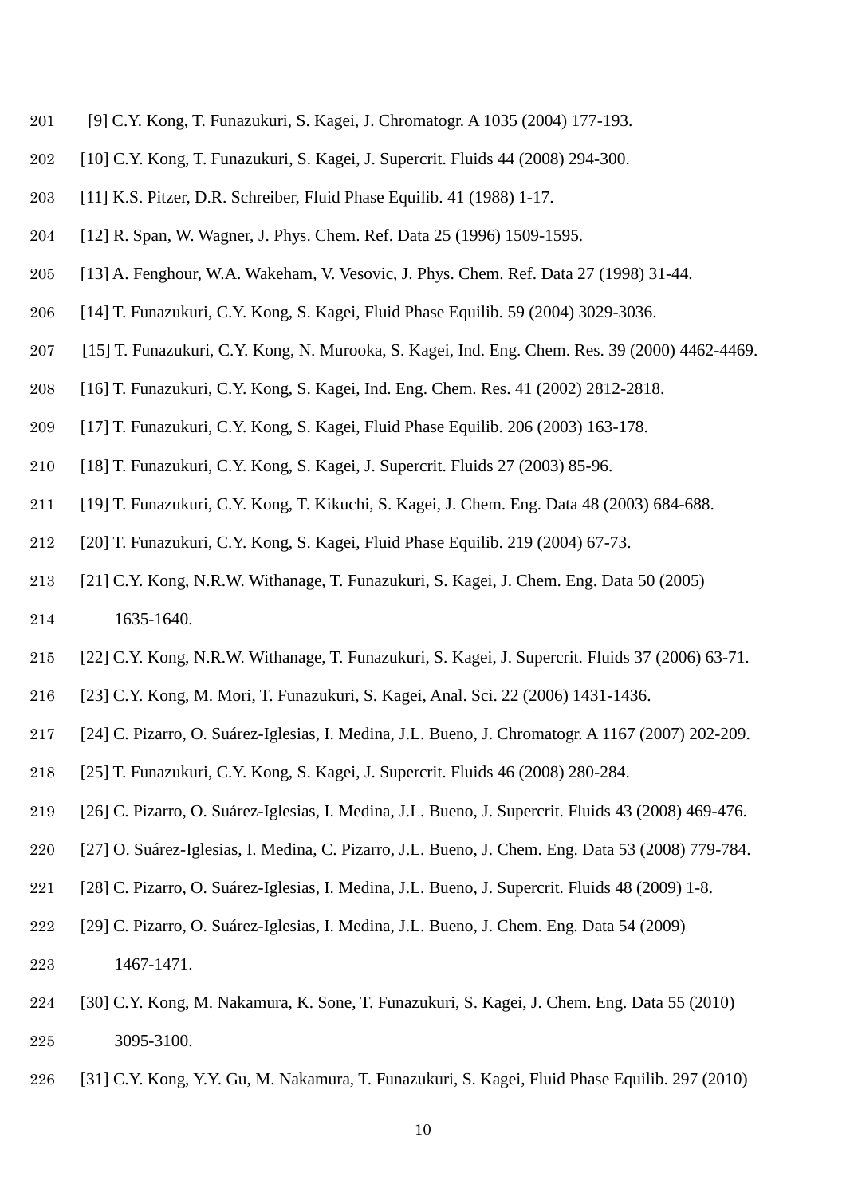[9] C.Y. Kong, T. Funazukuri, S. Kagei, J. Chromatogr. A 1035 (2004) 177-193.

[10] C.Y. Kong, T. Funazukuri, S. Kagei, J. Supercrit. Fluids 44 (2008) 294-300.

[11] K.S. Pitzer, D.R. Schreiber, Fluid Phase Equilib. 41 (1988) 1-17.

[12] R. Span, W. Wagner, J. Phys. Chem. Ref. Data 25 (1996) 1509-1595.

[13] A. Fenghour, W.A. Wakeham, V. Vesovic, J. Phys. Chem. Ref. Data 27 (1998) 31-44.

[14] T. Funazukuri, C.Y. Kong, S. Kagei, Fluid Phase Equilib. 59 (2004) 3029-3036.

[15] T. Funazukuri, C.Y. Kong, N. Murooka, S. Kagei, Ind. Eng. Chem. Res. 39 (2000) 4462-4469.

[16] T. Funazukuri, C.Y. Kong, S. Kagei, Ind. Eng. Chem. Res. 41 (2002) 2812-2818.

[17] T. Funazukuri, C.Y. Kong, S. Kagei, Fluid Phase Equilib. 206 (2003) 163-178.

[18] T. Funazukuri, C.Y. Kong, S. Kagei, J. Supercrit. Fluids 27 (2003) 85-96.

[19] T. Funazukuri, C.Y. Kong, T. Kikuchi, S. Kagei, J. Chem. Eng. Data 48 (2003) 684-688.

[20] T. Funazukuri, C.Y. Kong, S. Kagei, Fluid Phase Equilib. 219 (2004) 67-73.

[21] C.Y. Kong, N.R.W. Withanage, T. Funazukuri, S. Kagei, J. Chem. Eng. Data 50 (2005) 1635-1640.

[22] C.Y. Kong, N.R.W. Withanage, T. Funazukuri, S. Kagei, J. Supercrit. Fluids 37 (2006) 63-71.

[23] C.Y. Kong, M. Mori, T. Funazukuri, S. Kagei, Anal. Sci. 22 (2006) 1431-1436.

[24] C. Pizarro, O. Suárez-Iglesias, I. Medina, J.L. Bueno, J. Chromatogr. A 1167 (2007) 202-209.

[25] T. Funazukuri, C.Y. Kong, S. Kagei, J. Supercrit. Fluids 46 (2008) 280-284.

[26] C. Pizarro, O. Suárez-Iglesias, I. Medina, J.L. Bueno, J. Supercrit. Fluids 43 (2008) 469-476.

[27] O. Suárez-Iglesias, I. Medina, C. Pizarro, J.L. Bueno, J. Chem. Eng. Data 53 (2008) 779-784.

[28] C. Pizarro, O. Suárez-Iglesias, I. Medina, J.L. Bueno, J. Supercrit. Fluids 48 (2009) 1-8.

[29] C. Pizarro, O. Suárez-Iglesias, I. Medina, J.L. Bueno, J. Chem. Eng. Data 54 (2009) 1467-1471.

[30] C.Y. Kong, M. Nakamura, K. Sone, T. Funazukuri, S. Kagei, J. Chem. Eng. Data 55 (2010) 3095-3100.

[31] C.Y. Kong, Y.Y. Gu, M. Nakamura, T. Funazukuri, S. Kagei, Fluid Phase Equilib. 297 (2010)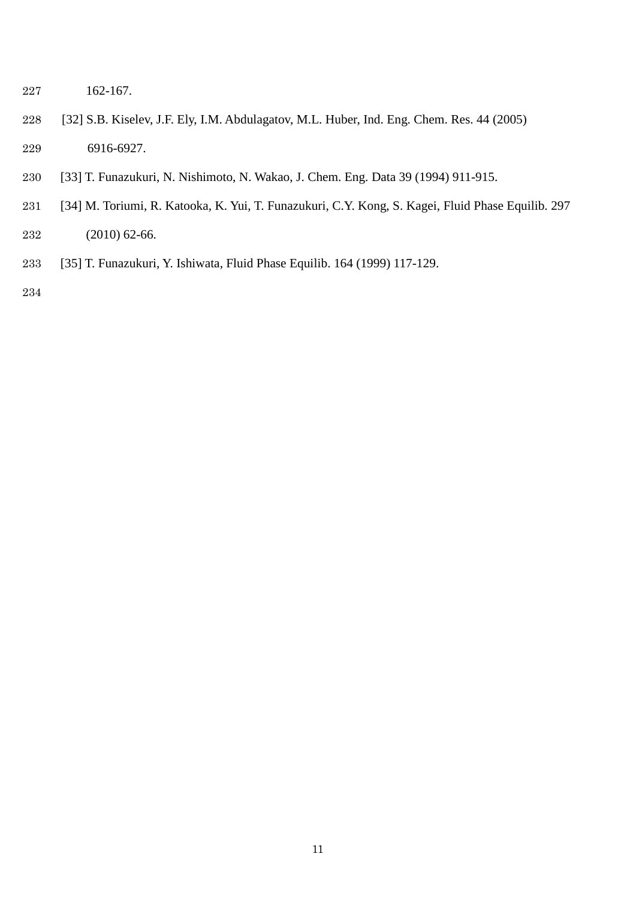162-167.

[32] S.B. Kiselev, J.F. Ely, I.M. Abdulagatov, M.L. Huber, Ind. Eng. Chem. Res. 44 (2005) 6916-6927.

[33] T. Funazukuri, N. Nishimoto, N. Wakao, J. Chem. Eng. Data 39 (1994) 911-915.

[34] M. Toriumi, R. Katooka, K. Yui, T. Funazukuri, C.Y. Kong, S. Kagei, Fluid Phase Equilib. 297 (2010) 62-66.

[35] T. Funazukuri, Y. Ishiwata, Fluid Phase Equilib. 164 (1999) 117-129.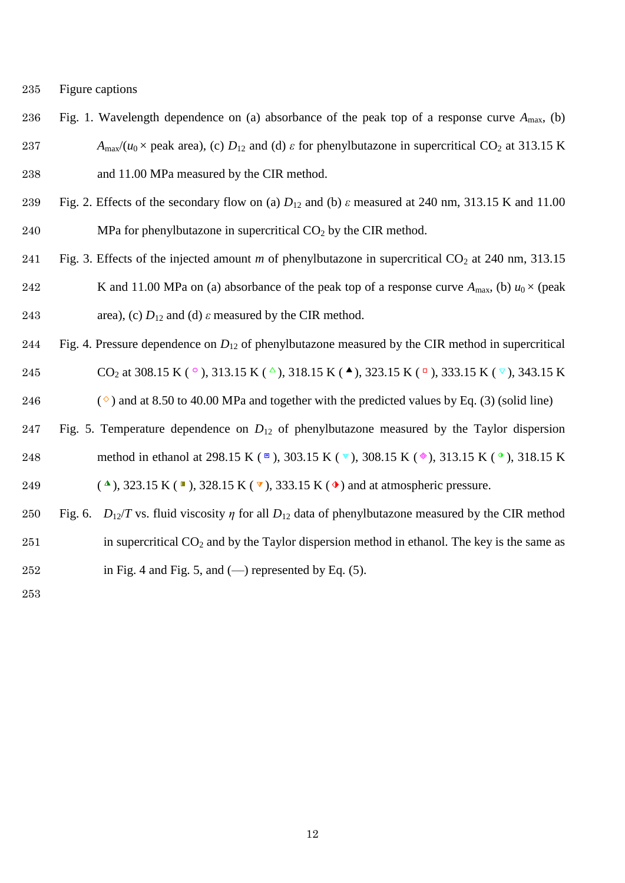Figure captions

Fig. 1. Wavelength dependence on (a) absorbance of the peak top of a response curve $A_{max}$, (b) $A_{max}/(u_0 \times$ peak area), (c) $D_{12}$ and (d) $\varepsilon$ for phenylbutazone in supercritical $CO_2$ at 313.15 K and 11.00 MPa measured by the CIR method.

Fig. 2. Effects of the secondary flow on (a) $D_{12}$ and (b) $\varepsilon$ measured at 240 nm, 313.15 K and 11.00 MPa for phenylbutazone in supercritical $CO_2$ by the CIR method.

Fig. 3. Effects of the injected amount $m$ of phenylbutazone in supercritical $CO_2$ at 240 nm, 313.15 K and 11.00 MPa on (a) absorbance of the peak top of a response curve $A_{max}$, (b) $u_0 \times$ (peak area), (c) $D_{12}$ and (d) $\varepsilon$ measured by the CIR method.

Fig. 4. Pressure dependence on $D_{12}$ of phenylbutazone measured by the CIR method in supercritical $CO_2$ at 308.15 K ( ○ ), 313.15 K ( △ ), 318.15 K ( ▲ ), 323.15 K ( □ ), 333.15 K ( ▽ ), 343.15 K ( ◇ ) and at 8.50 to 40.00 MPa and together with the predicted values by Eq. (3) (solid line)

Fig. 5. Temperature dependence on $D_{12}$ of phenylbutazone measured by the Taylor dispersion method in ethanol at 298.15 K ( ◘ ), 303.15 K ( ▼ ), 308.15 K ( ◈ ), 313.15 K ( ◑ ), 318.15 K ( ▲ ), 323.15 K ( ◨ ), 328.15 K ( ▼ ), 333.15 K ( ◆ ) and at atmospheric pressure.

Fig. 6. $D_{12}/T$ vs. fluid viscosity $\eta$ for all $D_{12}$ data of phenylbutazone measured by the CIR method in supercritical $CO_2$ and by the Taylor dispersion method in ethanol. The key is the same as in Fig. 4 and Fig. 5, and (—) represented by Eq. (5).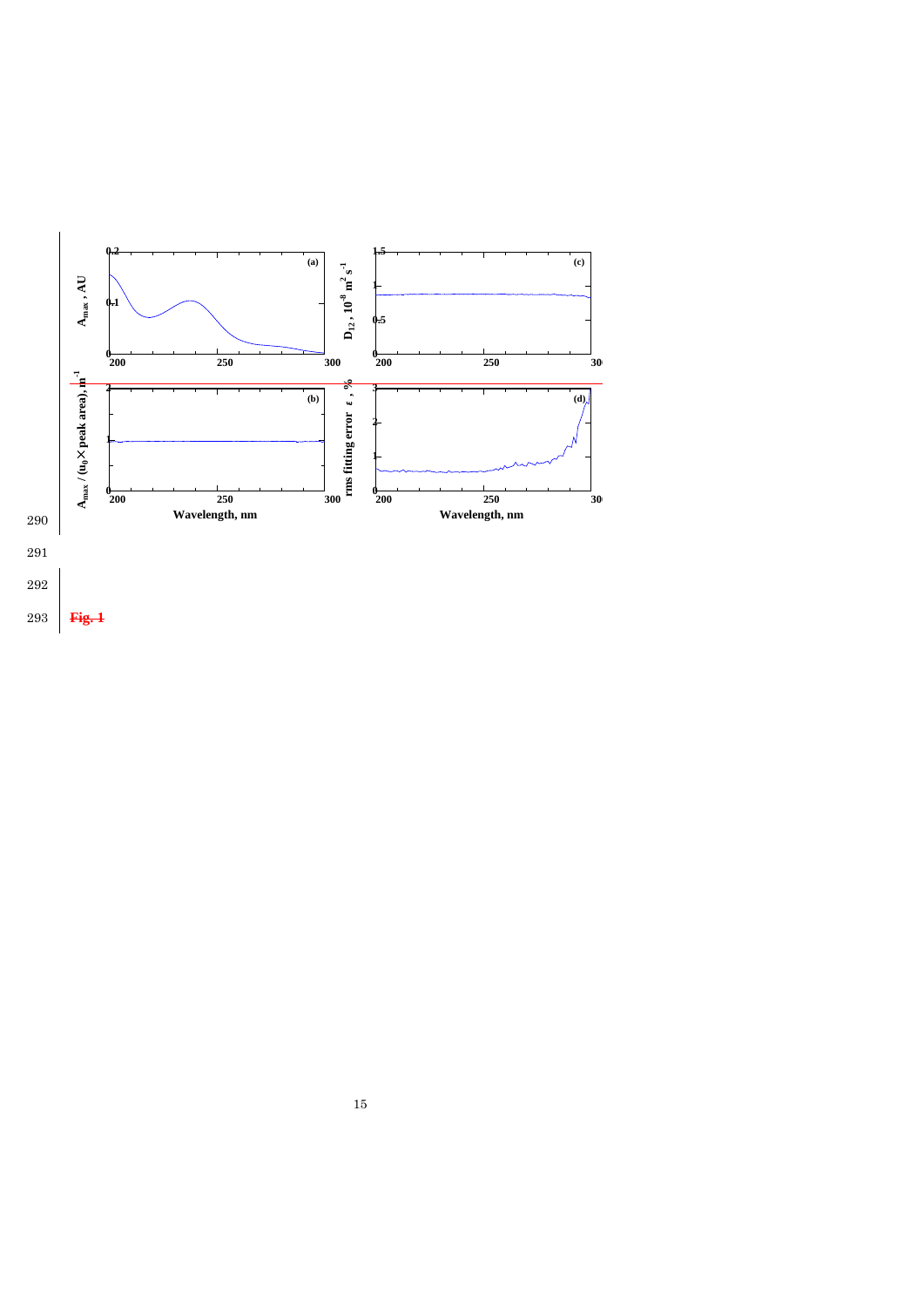Fig. 1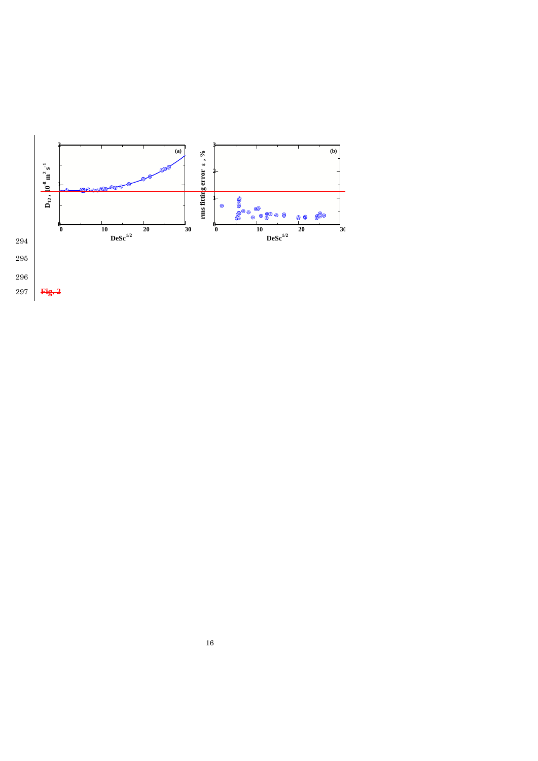Fig. 2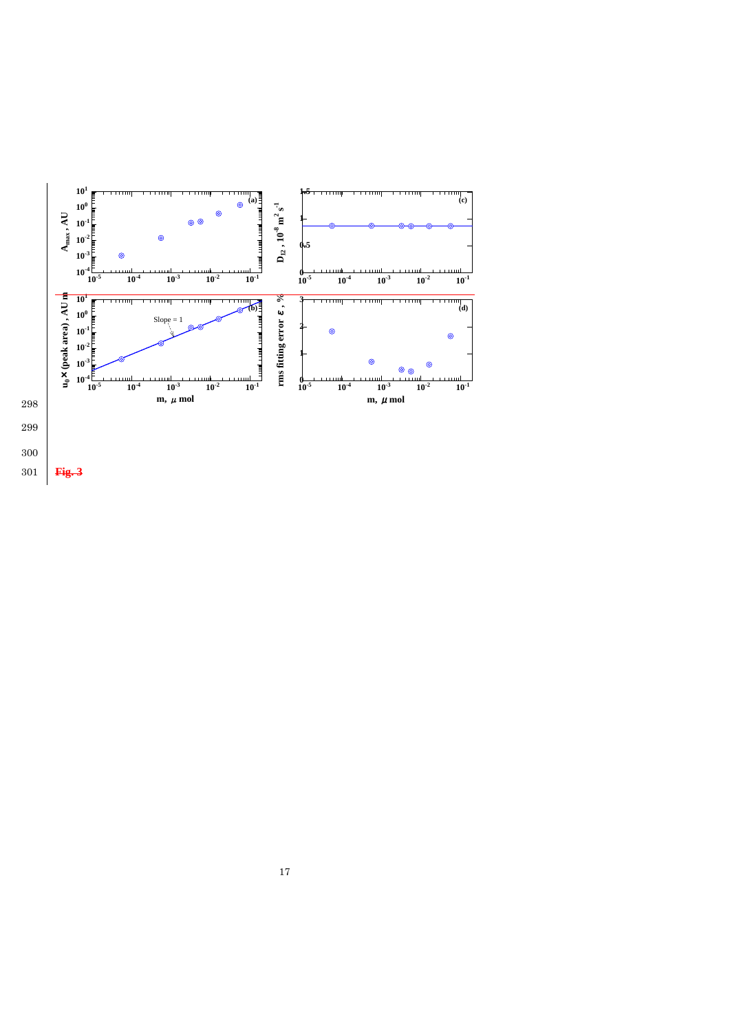Fig. 3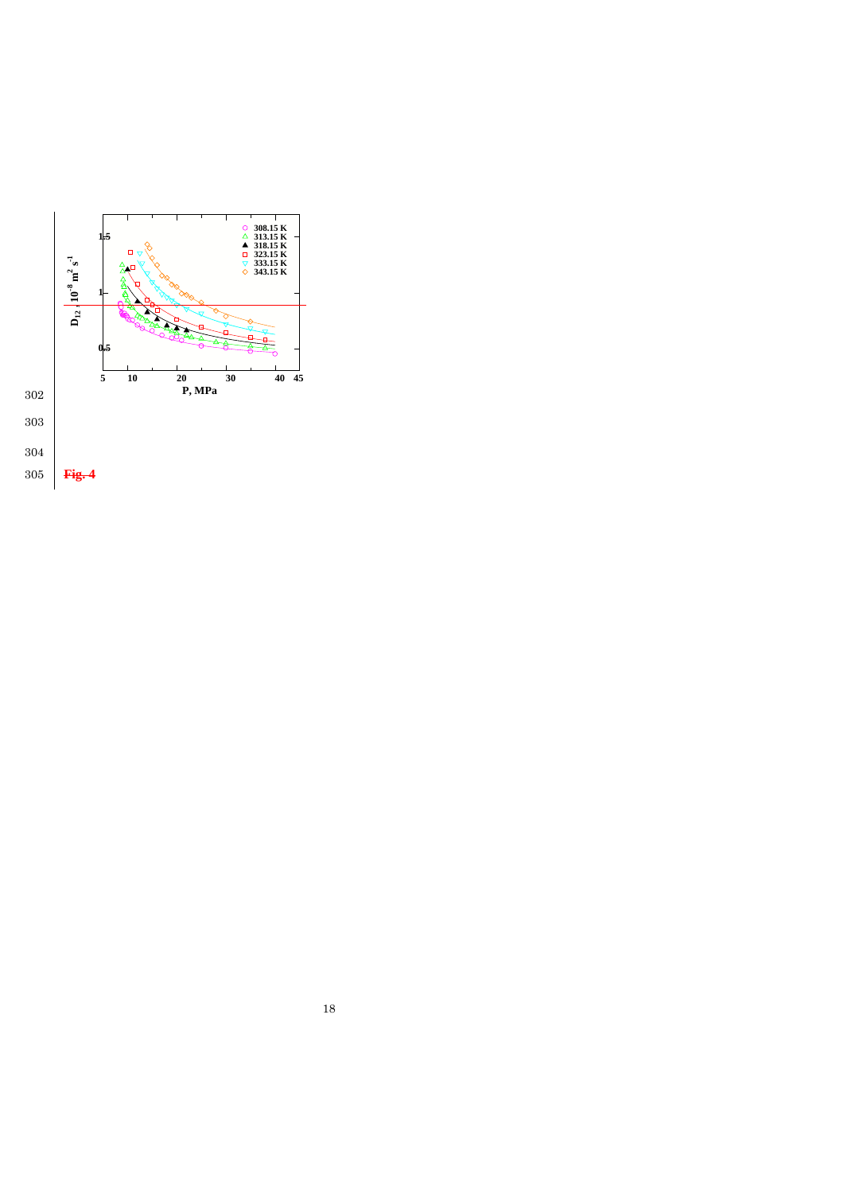**Fig. 4**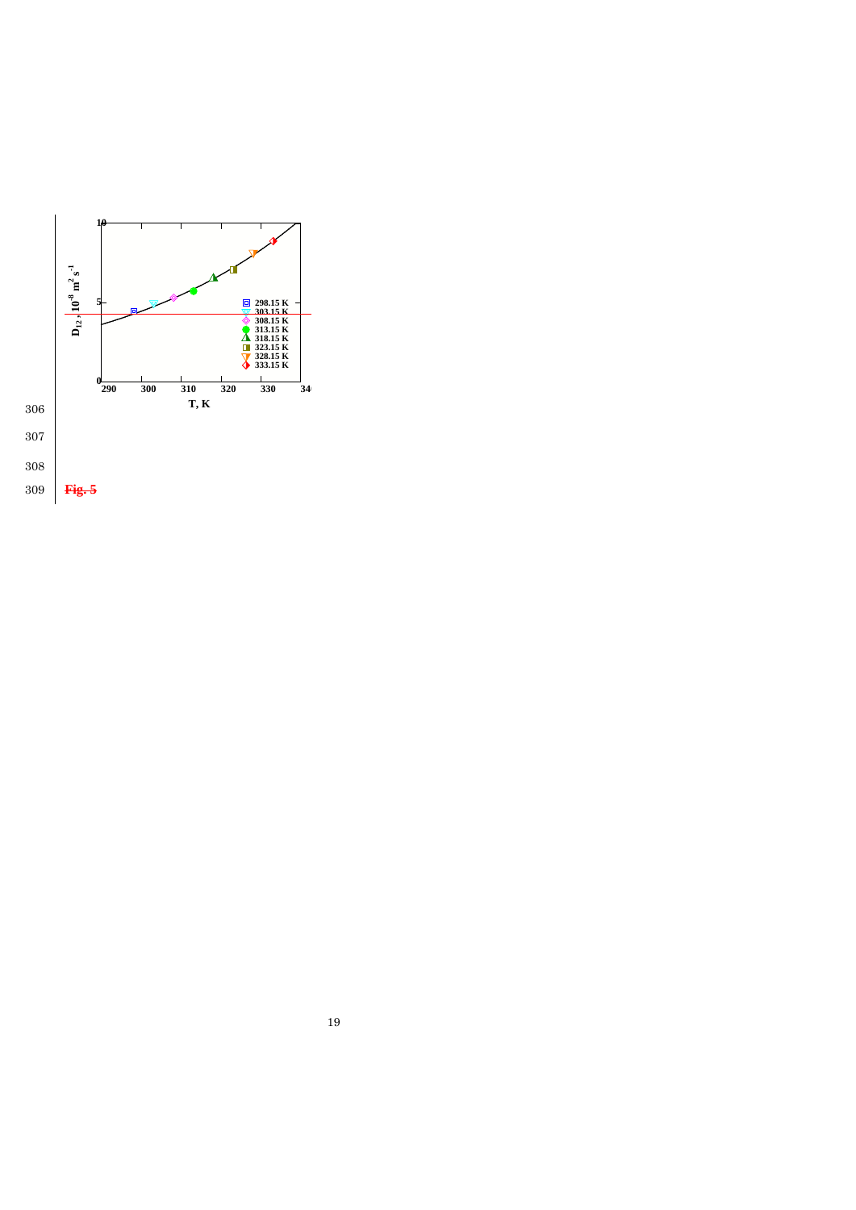Fig. 5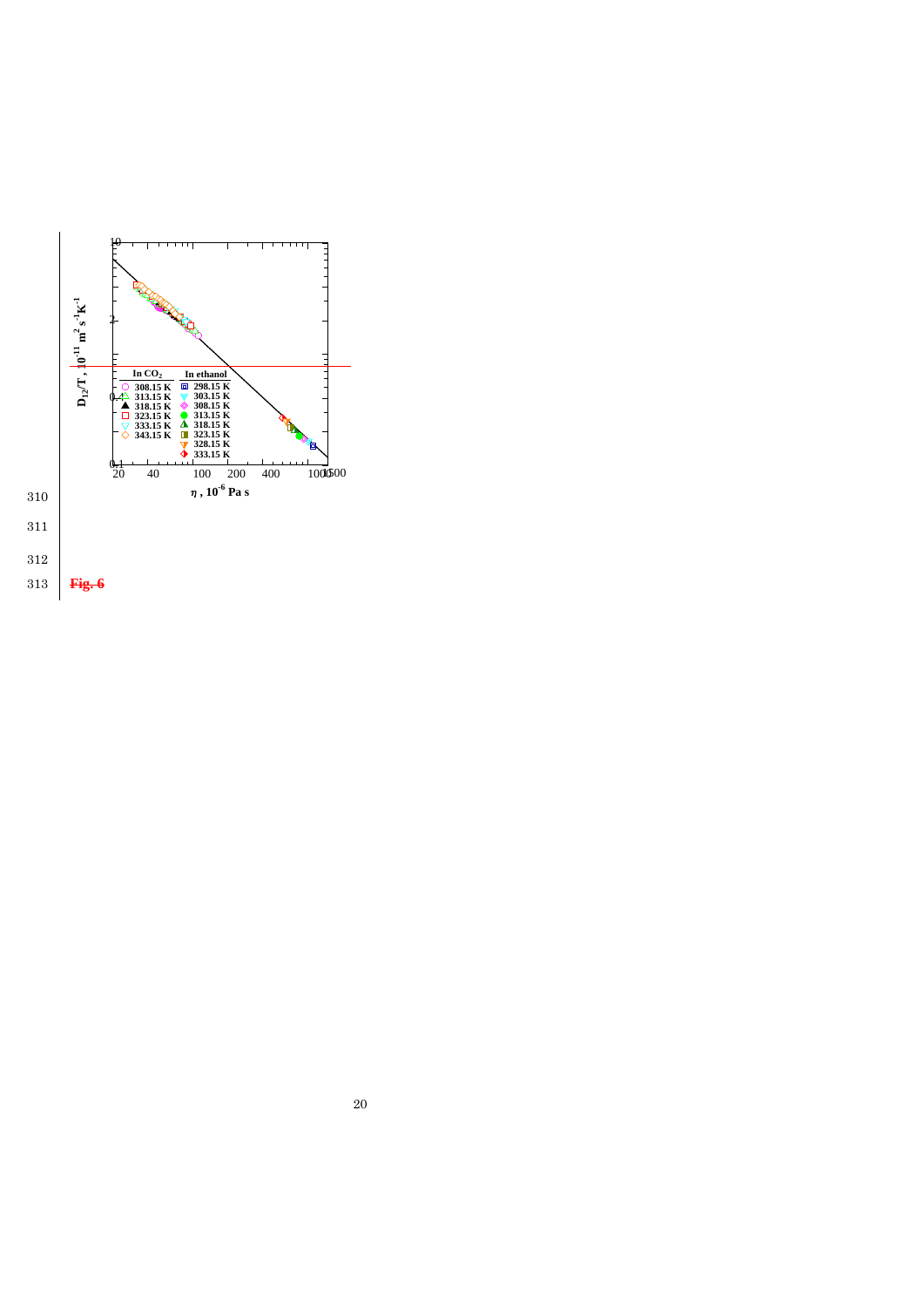~~**Fig. 6**~~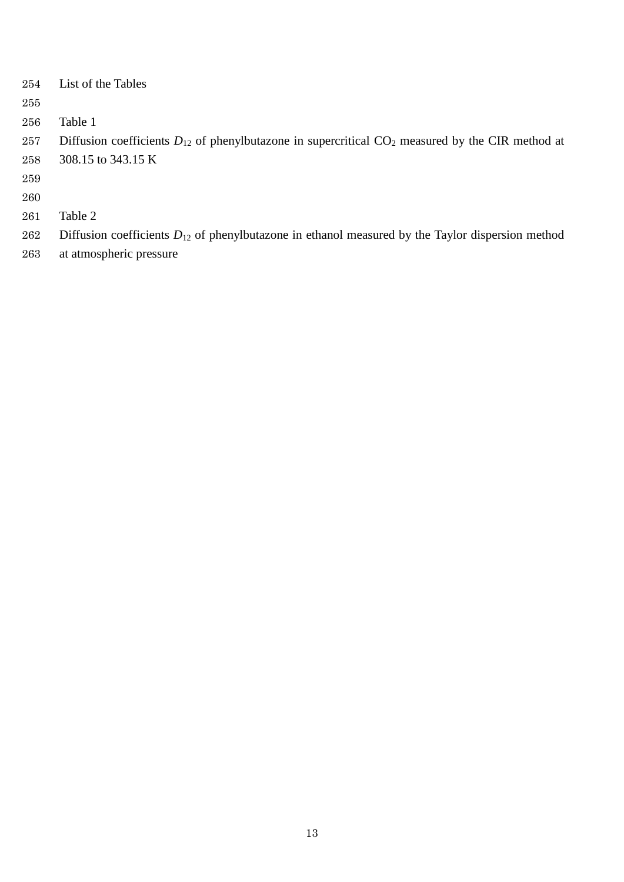List of the Tables

Table 1

Diffusion coefficients $D_{12}$ of phenylbutazone in supercritical $CO_2$ measured by the CIR method at 308.15 to 343.15 K

Table 2

Diffusion coefficients $D_{12}$ of phenylbutazone in ethanol measured by the Taylor dispersion method at atmospheric pressure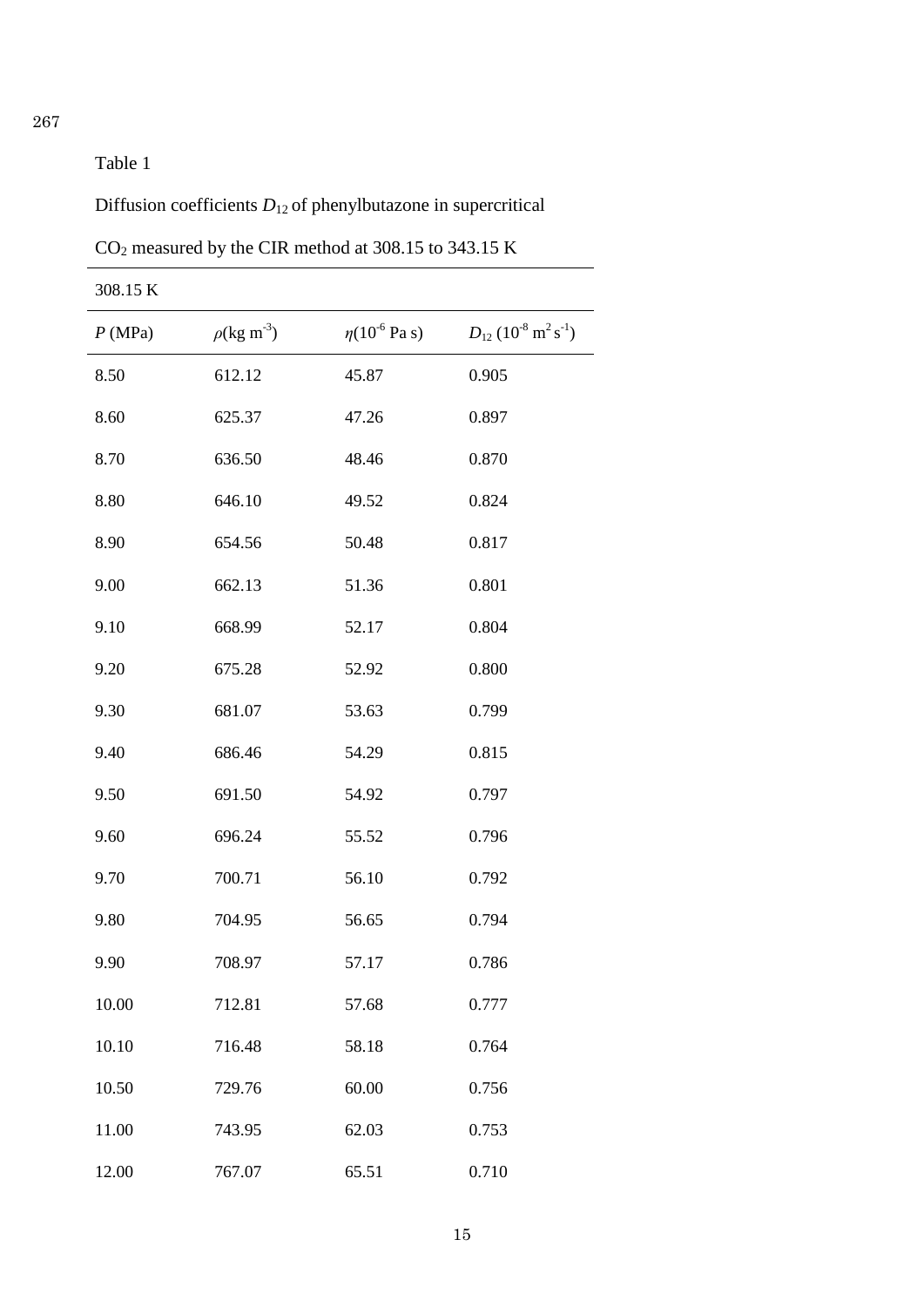Table 1

Diffusion coefficients $D_{12}$ of phenylbutazone in supercritical $CO_2$ measured by the CIR method at 308.15 to 343.15 K

| 308.15 K | | | |
|---|---|---|---|
| $P$ (MPa) | $\rho$(kg m$^{-3}$) | $\eta$($10^{-6}$ Pa s) | $D_{12}$ ($10^{-8}$ m$^2$ s$^{-1}$) |
| 8.50 | 612.12 | 45.87 | 0.905 |
| 8.60 | 625.37 | 47.26 | 0.897 |
| 8.70 | 636.50 | 48.46 | 0.870 |
| 8.80 | 646.10 | 49.52 | 0.824 |
| 8.90 | 654.56 | 50.48 | 0.817 |
| 9.00 | 662.13 | 51.36 | 0.801 |
| 9.10 | 668.99 | 52.17 | 0.804 |
| 9.20 | 675.28 | 52.92 | 0.800 |
| 9.30 | 681.07 | 53.63 | 0.799 |
| 9.40 | 686.46 | 54.29 | 0.815 |
| 9.50 | 691.50 | 54.92 | 0.797 |
| 9.60 | 696.24 | 55.52 | 0.796 |
| 9.70 | 700.71 | 56.10 | 0.792 |
| 9.80 | 704.95 | 56.65 | 0.794 |
| 9.90 | 708.97 | 57.17 | 0.786 |
| 10.00 | 712.81 | 57.68 | 0.777 |
| 10.10 | 716.48 | 58.18 | 0.764 |
| 10.50 | 729.76 | 60.00 | 0.756 |
| 11.00 | 743.95 | 62.03 | 0.753 |
| 12.00 | 767.07 | 65.51 | 0.710 |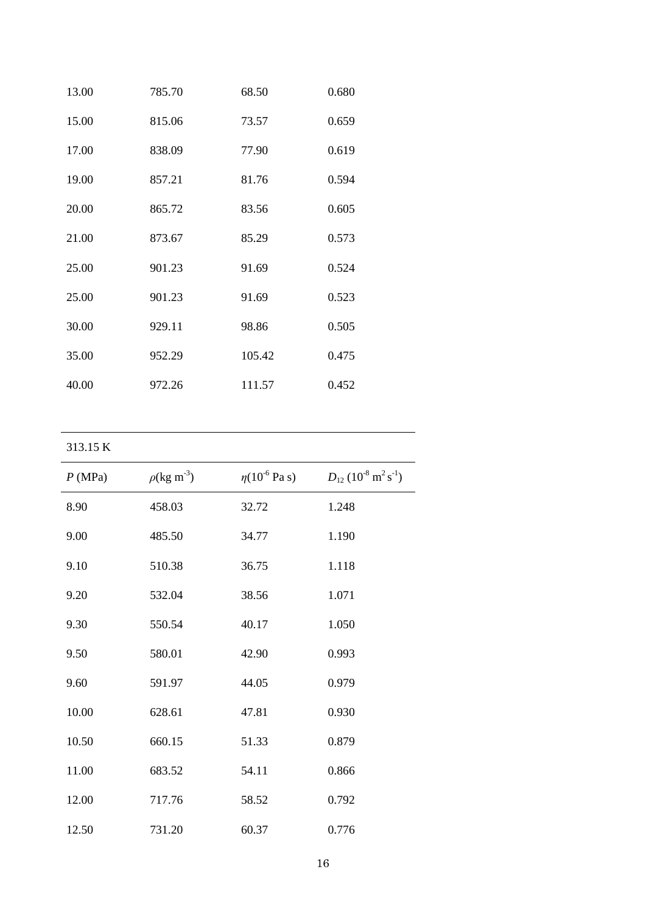| | | | |
|---|---|---|---|
| 13.00 | 785.70 | 68.50 | 0.680 |
| 15.00 | 815.06 | 73.57 | 0.659 |
| 17.00 | 838.09 | 77.90 | 0.619 |
| 19.00 | 857.21 | 81.76 | 0.594 |
| 20.00 | 865.72 | 83.56 | 0.605 |
| 21.00 | 873.67 | 85.29 | 0.573 |
| 25.00 | 901.23 | 91.69 | 0.524 |
| 25.00 | 901.23 | 91.69 | 0.523 |
| 30.00 | 929.11 | 98.86 | 0.505 |
| 35.00 | 952.29 | 105.42 | 0.475 |
| 40.00 | 972.26 | 111.57 | 0.452 |

| 313.15 K | | | |
|---|---|---|---|
| $P$ (MPa) | $\rho$(kg m$^{-3}$) | $\eta$($10^{-6}$ Pa s) | $D_{12}$ ($10^{-8}$ m$^2$ s$^{-1}$) |
| 8.90 | 458.03 | 32.72 | 1.248 |
| 9.00 | 485.50 | 34.77 | 1.190 |
| 9.10 | 510.38 | 36.75 | 1.118 |
| 9.20 | 532.04 | 38.56 | 1.071 |
| 9.30 | 550.54 | 40.17 | 1.050 |
| 9.50 | 580.01 | 42.90 | 0.993 |
| 9.60 | 591.97 | 44.05 | 0.979 |
| 10.00 | 628.61 | 47.81 | 0.930 |
| 10.50 | 660.15 | 51.33 | 0.879 |
| 11.00 | 683.52 | 54.11 | 0.866 |
| 12.00 | 717.76 | 58.52 | 0.792 |
| 12.50 | 731.20 | 60.37 | 0.776 |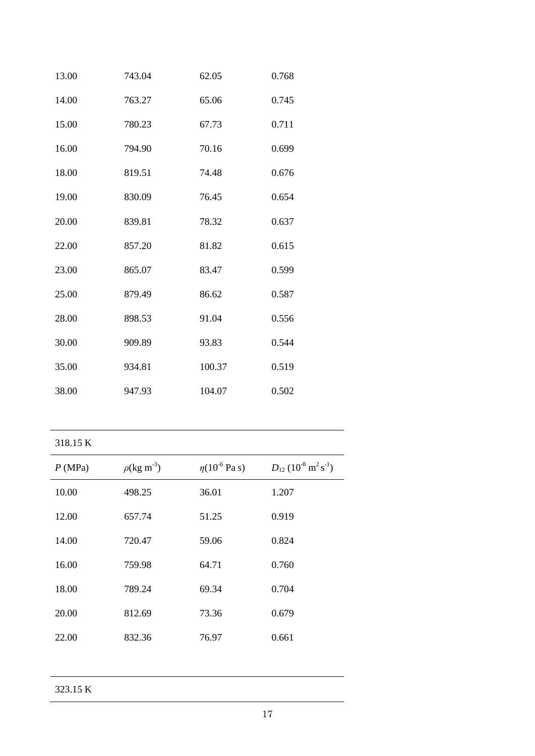| | | | |
|---|---|---|---|
| 13.00 | 743.04 | 62.05 | 0.768 |
| 14.00 | 763.27 | 65.06 | 0.745 |
| 15.00 | 780.23 | 67.73 | 0.711 |
| 16.00 | 794.90 | 70.16 | 0.699 |
| 18.00 | 819.51 | 74.48 | 0.676 |
| 19.00 | 830.09 | 76.45 | 0.654 |
| 20.00 | 839.81 | 78.32 | 0.637 |
| 22.00 | 857.20 | 81.82 | 0.615 |
| 23.00 | 865.07 | 83.47 | 0.599 |
| 25.00 | 879.49 | 86.62 | 0.587 |
| 28.00 | 898.53 | 91.04 | 0.556 |
| 30.00 | 909.89 | 93.83 | 0.544 |
| 35.00 | 934.81 | 100.37 | 0.519 |
| 38.00 | 947.93 | 104.07 | 0.502 |

| 318.15 K | | | |
|---|---|---|---|
| $P$ (MPa) | $\rho$(kg m$^{-3}$) | $\eta$($10^{-6}$ Pa s) | $D_{12}$ ($10^{-8}$ m$^2$ s$^{-1}$) |
| 10.00 | 498.25 | 36.01 | 1.207 |
| 12.00 | 657.74 | 51.25 | 0.919 |
| 14.00 | 720.47 | 59.06 | 0.824 |
| 16.00 | 759.98 | 64.71 | 0.760 |
| 18.00 | 789.24 | 69.34 | 0.704 |
| 20.00 | 812.69 | 73.36 | 0.679 |
| 22.00 | 832.36 | 76.97 | 0.661 |

| 323.15 K | | | |
|---|---|---|---|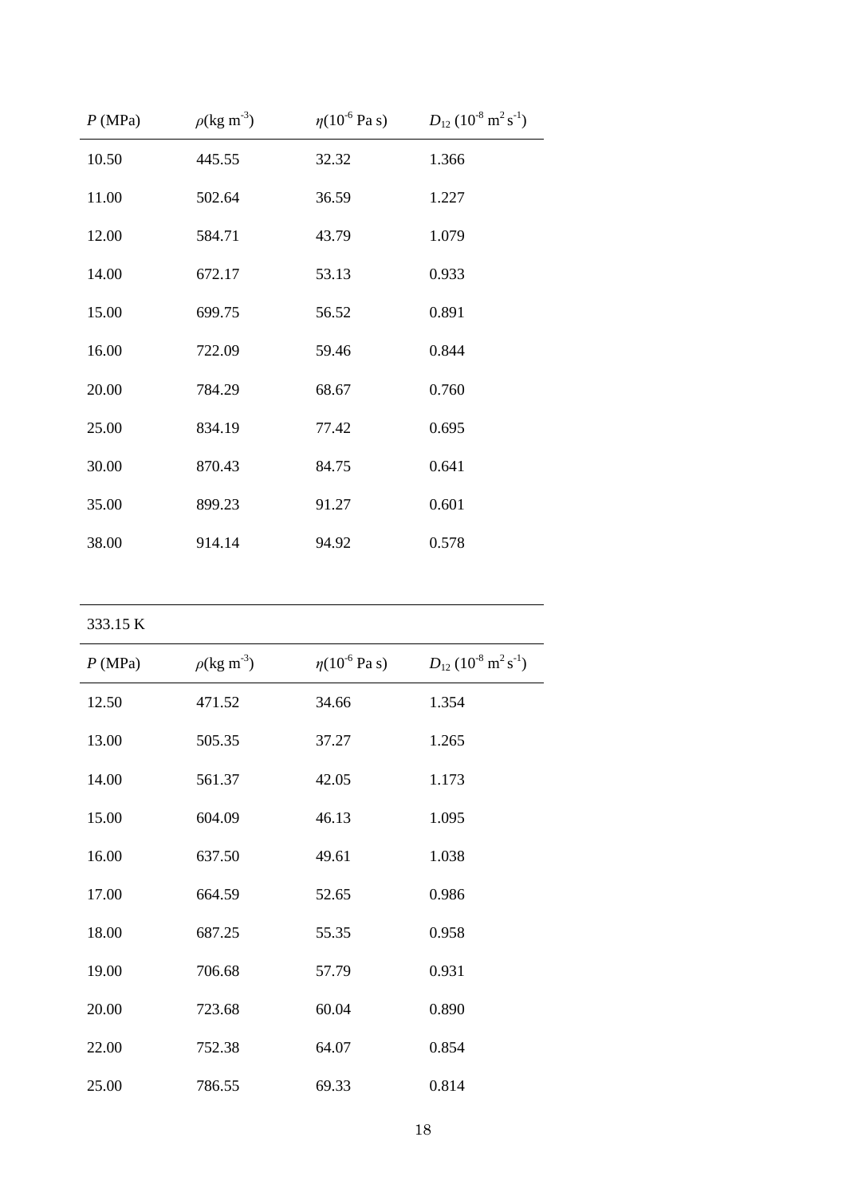| $P$ (MPa) | $\rho$(kg m$^{-3}$) | $\eta$(10$^{-6}$ Pa s) | $D_{12}$ (10$^{-8}$ m$^2$ s$^{-1}$) |
|---|---|---|---|
| 10.50 | 445.55 | 32.32 | 1.366 |
| 11.00 | 502.64 | 36.59 | 1.227 |
| 12.00 | 584.71 | 43.79 | 1.079 |
| 14.00 | 672.17 | 53.13 | 0.933 |
| 15.00 | 699.75 | 56.52 | 0.891 |
| 16.00 | 722.09 | 59.46 | 0.844 |
| 20.00 | 784.29 | 68.67 | 0.760 |
| 25.00 | 834.19 | 77.42 | 0.695 |
| 30.00 | 870.43 | 84.75 | 0.641 |
| 35.00 | 899.23 | 91.27 | 0.601 |
| 38.00 | 914.14 | 94.92 | 0.578 |

| 333.15 K | | | |
|---|---|---|---|
| $P$ (MPa) | $\rho$(kg m$^{-3}$) | $\eta$(10$^{-6}$ Pa s) | $D_{12}$ (10$^{-8}$ m$^2$ s$^{-1}$) |
| 12.50 | 471.52 | 34.66 | 1.354 |
| 13.00 | 505.35 | 37.27 | 1.265 |
| 14.00 | 561.37 | 42.05 | 1.173 |
| 15.00 | 604.09 | 46.13 | 1.095 |
| 16.00 | 637.50 | 49.61 | 1.038 |
| 17.00 | 664.59 | 52.65 | 0.986 |
| 18.00 | 687.25 | 55.35 | 0.958 |
| 19.00 | 706.68 | 57.79 | 0.931 |
| 20.00 | 723.68 | 60.04 | 0.890 |
| 22.00 | 752.38 | 64.07 | 0.854 |
| 25.00 | 786.55 | 69.33 | 0.814 |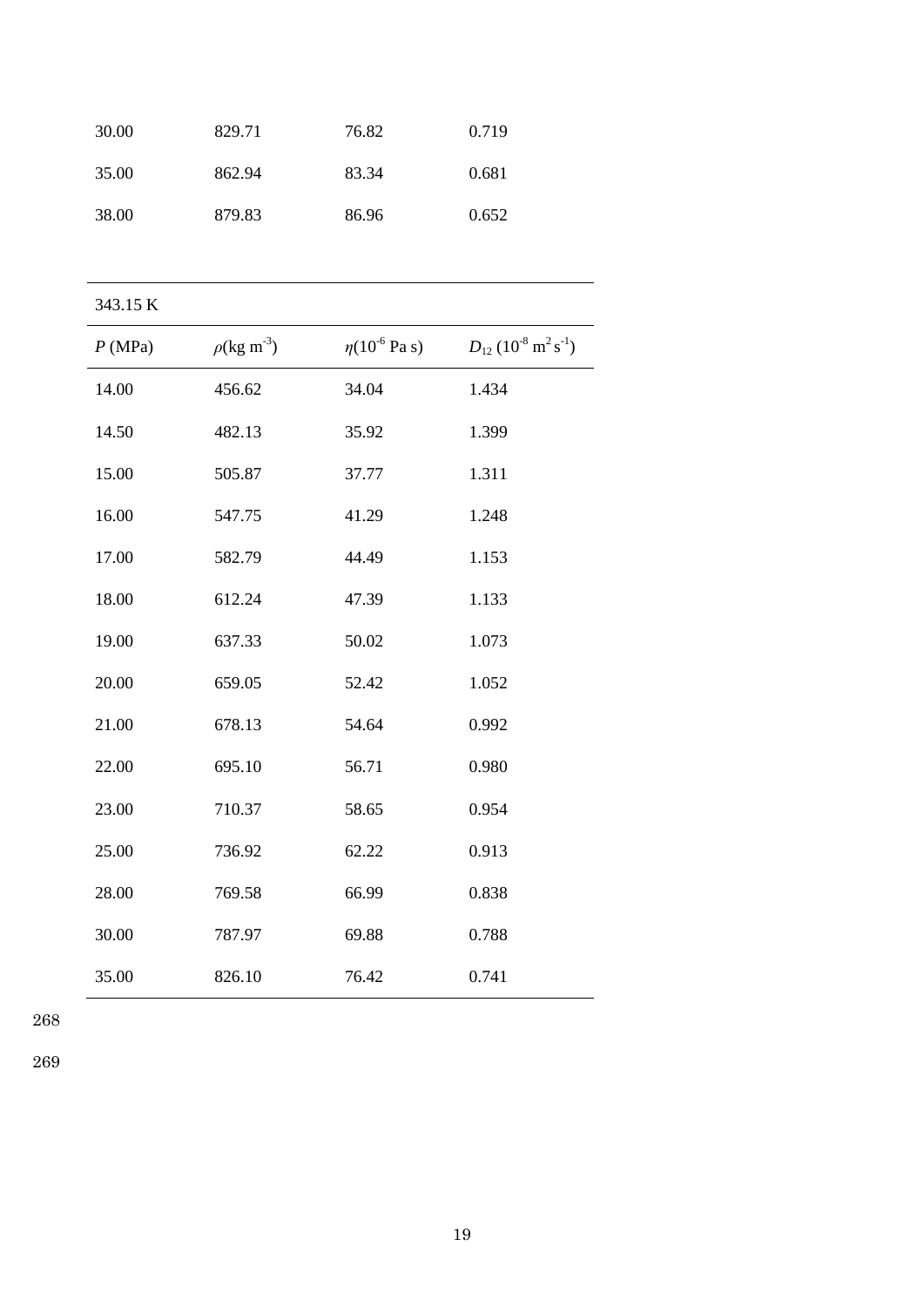| | | | |
|---|---|---|---|
| 30.00 | 829.71 | 76.82 | 0.719 |
| 35.00 | 862.94 | 83.34 | 0.681 |
| 38.00 | 879.83 | 86.96 | 0.652 |

| 343.15 K | | | |
|---|---|---|---|
| $P$ (MPa) | $\rho$(kg m$^{-3}$) | $\eta$(10$^{-6}$ Pa s) | $D_{12}$ (10$^{-8}$ m$^2$ s$^{-1}$) |
| 14.00 | 456.62 | 34.04 | 1.434 |
| 14.50 | 482.13 | 35.92 | 1.399 |
| 15.00 | 505.87 | 37.77 | 1.311 |
| 16.00 | 547.75 | 41.29 | 1.248 |
| 17.00 | 582.79 | 44.49 | 1.153 |
| 18.00 | 612.24 | 47.39 | 1.133 |
| 19.00 | 637.33 | 50.02 | 1.073 |
| 20.00 | 659.05 | 52.42 | 1.052 |
| 21.00 | 678.13 | 54.64 | 0.992 |
| 22.00 | 695.10 | 56.71 | 0.980 |
| 23.00 | 710.37 | 58.65 | 0.954 |
| 25.00 | 736.92 | 62.22 | 0.913 |
| 28.00 | 769.58 | 66.99 | 0.838 |
| 30.00 | 787.97 | 69.88 | 0.788 |
| 35.00 | 826.10 | 76.42 | 0.741 |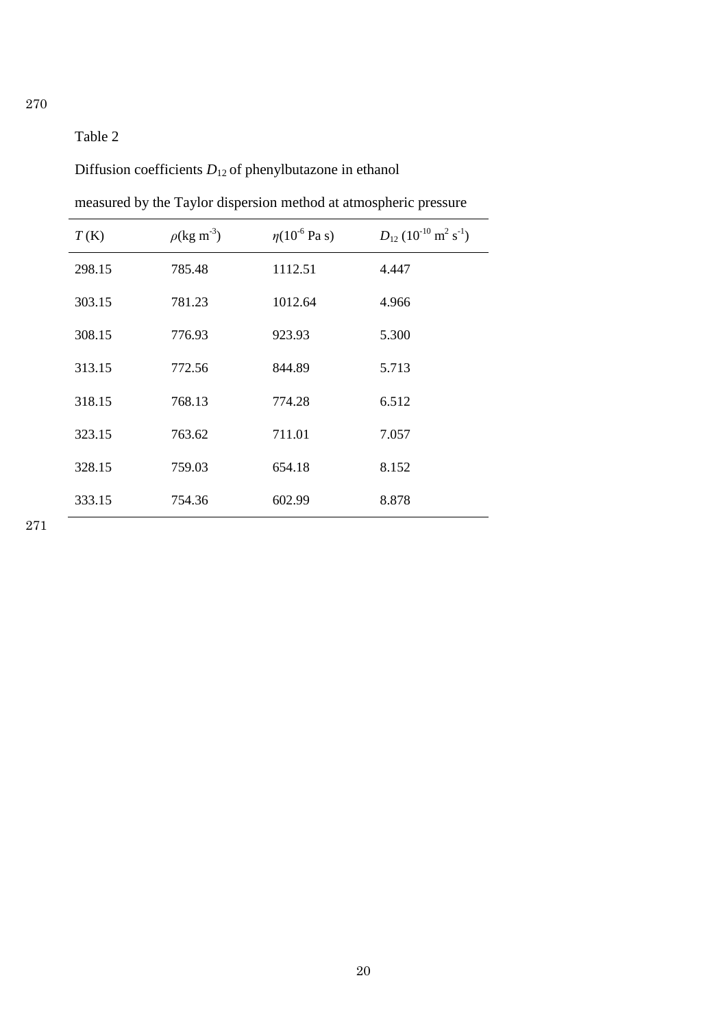Table 2

Diffusion coefficients $D_{12}$ of phenylbutazone in ethanol measured by the Taylor dispersion method at atmospheric pressure

| $T$ (K) | $\rho$(kg m$^{-3}$) | $\eta$(10$^{-6}$ Pa s) | $D_{12}$ (10$^{-10}$ m$^2$ s$^{-1}$) |
|---|---|---|---|
| 298.15 | 785.48 | 1112.51 | 4.447 |
| 303.15 | 781.23 | 1012.64 | 4.966 |
| 308.15 | 776.93 | 923.93 | 5.300 |
| 313.15 | 772.56 | 844.89 | 5.713 |
| 318.15 | 768.13 | 774.28 | 6.512 |
| 323.15 | 763.62 | 711.01 | 7.057 |
| 328.15 | 759.03 | 654.18 | 8.152 |
| 333.15 | 754.36 | 602.99 | 8.878 |